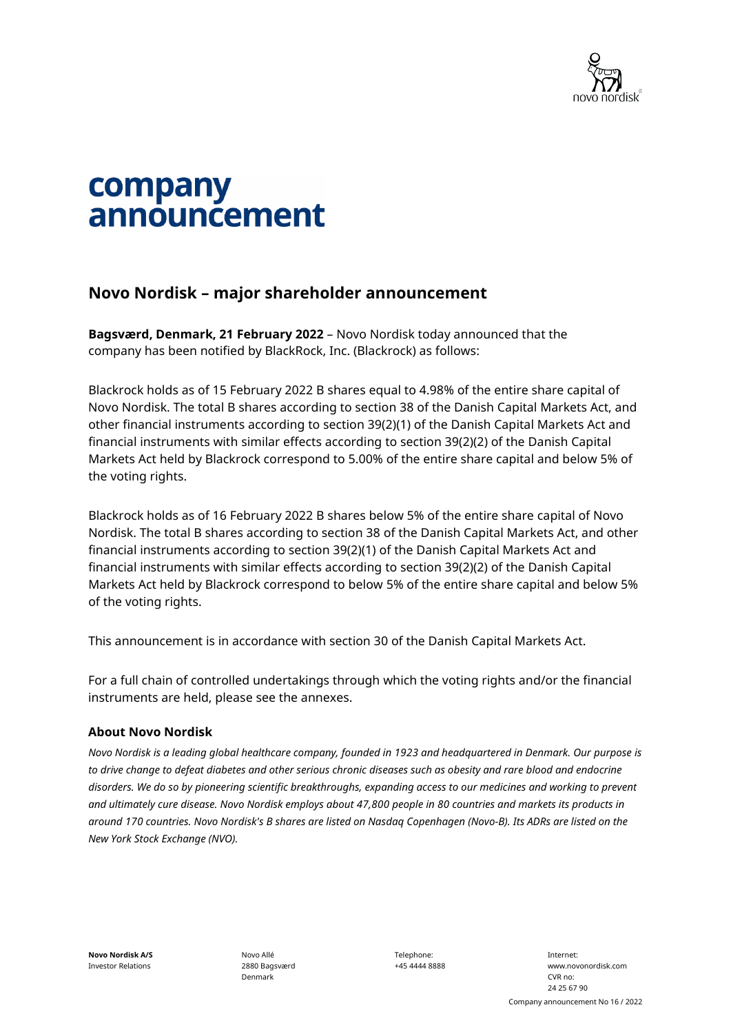# company announcement

## Novo Nordisk – major shareholder announcement

**Bagsværd, Denmark, 21 February 2022** – Novo Nordisk today announced that the company has been notified by BlackRock, Inc. (Blackrock) as follows:

Blackrock holds as of 15 February 2022 B shares equal to 4.98% of the entire share capital of Novo Nordisk. The total B shares according to section 38 of the Danish Capital Markets Act, and other financial instruments according to section 39(2)(1) of the Danish Capital Markets Act and financial instruments with similar effects according to section 39(2)(2) of the Danish Capital Markets Act held by Blackrock correspond to 5.00% of the entire share capital and below 5% of the voting rights.

Blackrock holds as of 16 February 2022 B shares below 5% of the entire share capital of Novo Nordisk. The total B shares according to section 38 of the Danish Capital Markets Act, and other financial instruments according to section 39(2)(1) of the Danish Capital Markets Act and financial instruments with similar effects according to section 39(2)(2) of the Danish Capital Markets Act held by Blackrock correspond to below 5% of the entire share capital and below 5% of the voting rights.

This announcement is in accordance with section 30 of the Danish Capital Markets Act.

For a full chain of controlled undertakings through which the voting rights and/or the financial instruments are held, please see the annexes.

### About Novo Nordisk

*Novo Nordisk is a leading global healthcare company, founded in 1923 and headquartered in Denmark. Our purpose is to drive change to defeat diabetes and other serious chronic diseases such as obesity and rare blood and endocrine disorders. We do so by pioneering scientific breakthroughs, expanding access to our medicines and working to prevent and ultimately cure disease. Novo Nordisk employs about 47,800 people in 80 countries and markets its products in around 170 countries. Novo Nordisk's B shares are listed on Nasdaq Copenhagen (Novo-B). Its ADRs are listed on the New York Stock Exchange (NVO).*

**Novo Nordisk A/S**
Investor Relations

Novo Allé
2880 Bagsværd
Denmark

Telephone:
+45 4444 8888

Internet:
www.novonordisk.com
CVR no:
24 25 67 90

Company announcement No 16 / 2022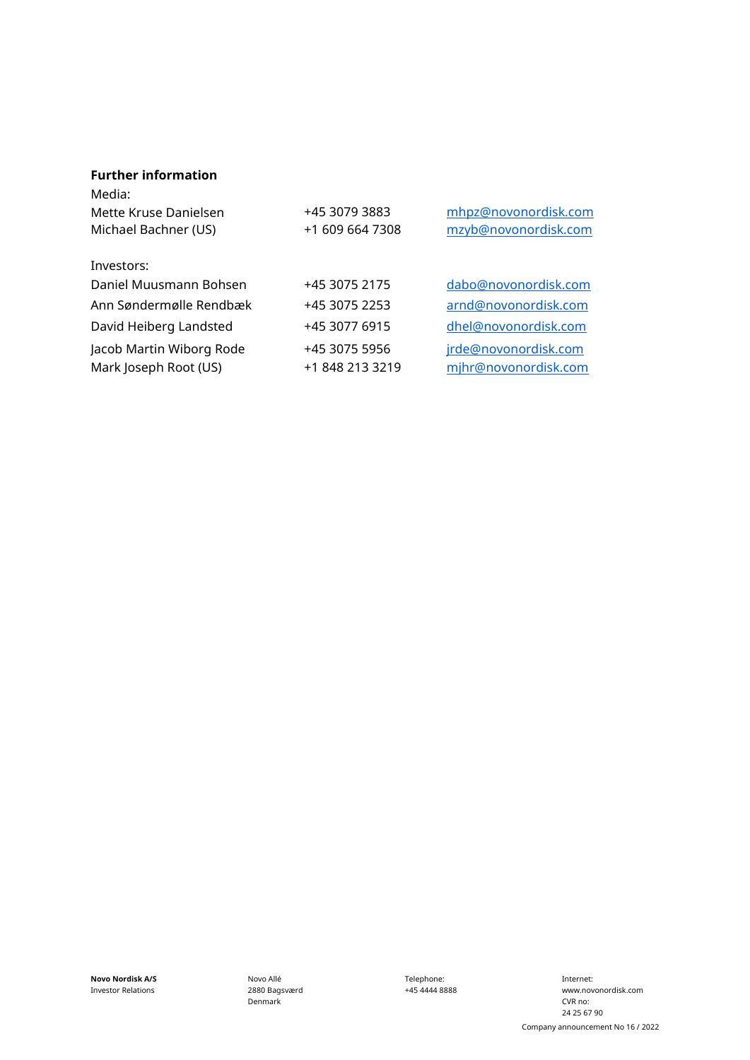**Further information**

Media:

| | | |
|---|---|---|
| Mette Kruse Danielsen | +45 3079 3883 | mhpz@novonordisk.com |
| Michael Bachner (US) | +1 609 664 7308 | mzyb@novonordisk.com |

Investors:

| | | |
|---|---|---|
| Daniel Muusmann Bohsen | +45 3075 2175 | dabo@novonordisk.com |
| Ann Søndermølle Rendbæk | +45 3075 2253 | arnd@novonordisk.com |
| David Heiberg Landsted | +45 3077 6915 | dhel@novonordisk.com |
| Jacob Martin Wiborg Rode | +45 3075 5956 | jrde@novonordisk.com |
| Mark Joseph Root (US) | +1 848 213 3219 | mjhr@novonordisk.com |

**Novo Nordisk A/S**
Investor Relations

Novo Allé
2880 Bagsværd
Denmark

Telephone:
+45 4444 8888

Internet:
www.novonordisk.com
CVR no:
24 25 67 90

Company announcement No 16 / 2022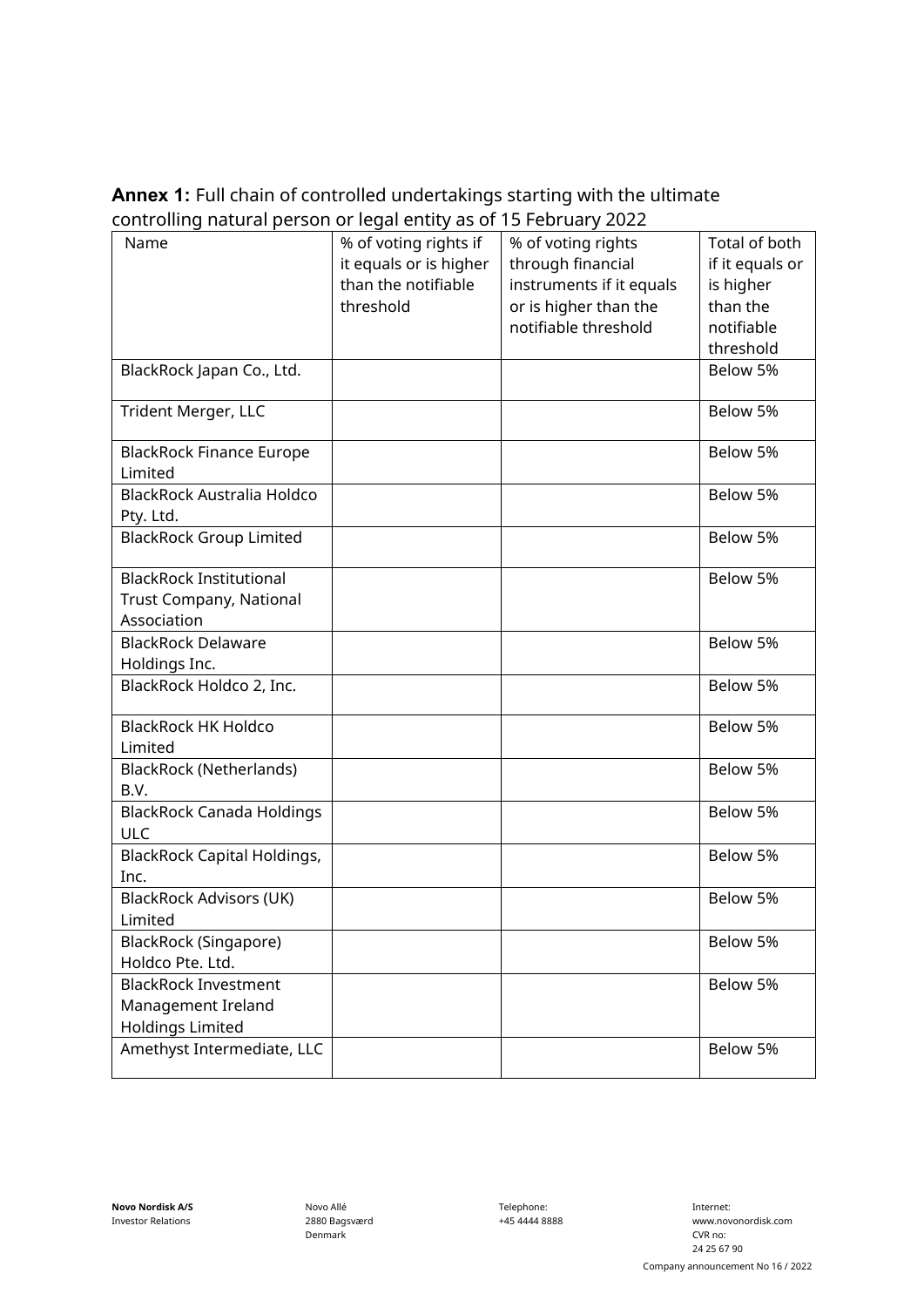**Annex 1:** Full chain of controlled undertakings starting with the ultimate controlling natural person or legal entity as of 15 February 2022

| Name | % of voting rights if it equals or is higher than the notifiable threshold | % of voting rights through financial instruments if it equals or is higher than the notifiable threshold | Total of both if it equals or is higher than the notifiable threshold |
|---|---|---|---|
| BlackRock Japan Co., Ltd. | | | Below 5% |
| Trident Merger, LLC | | | Below 5% |
| BlackRock Finance Europe Limited | | | Below 5% |
| BlackRock Australia Holdco Pty. Ltd. | | | Below 5% |
| BlackRock Group Limited | | | Below 5% |
| BlackRock Institutional Trust Company, National Association | | | Below 5% |
| BlackRock Delaware Holdings Inc. | | | Below 5% |
| BlackRock Holdco 2, Inc. | | | Below 5% |
| BlackRock HK Holdco Limited | | | Below 5% |
| BlackRock (Netherlands) B.V. | | | Below 5% |
| BlackRock Canada Holdings ULC | | | Below 5% |
| BlackRock Capital Holdings, Inc. | | | Below 5% |
| BlackRock Advisors (UK) Limited | | | Below 5% |
| BlackRock (Singapore) Holdco Pte. Ltd. | | | Below 5% |
| BlackRock Investment Management Ireland Holdings Limited | | | Below 5% |
| Amethyst Intermediate, LLC | | | Below 5% |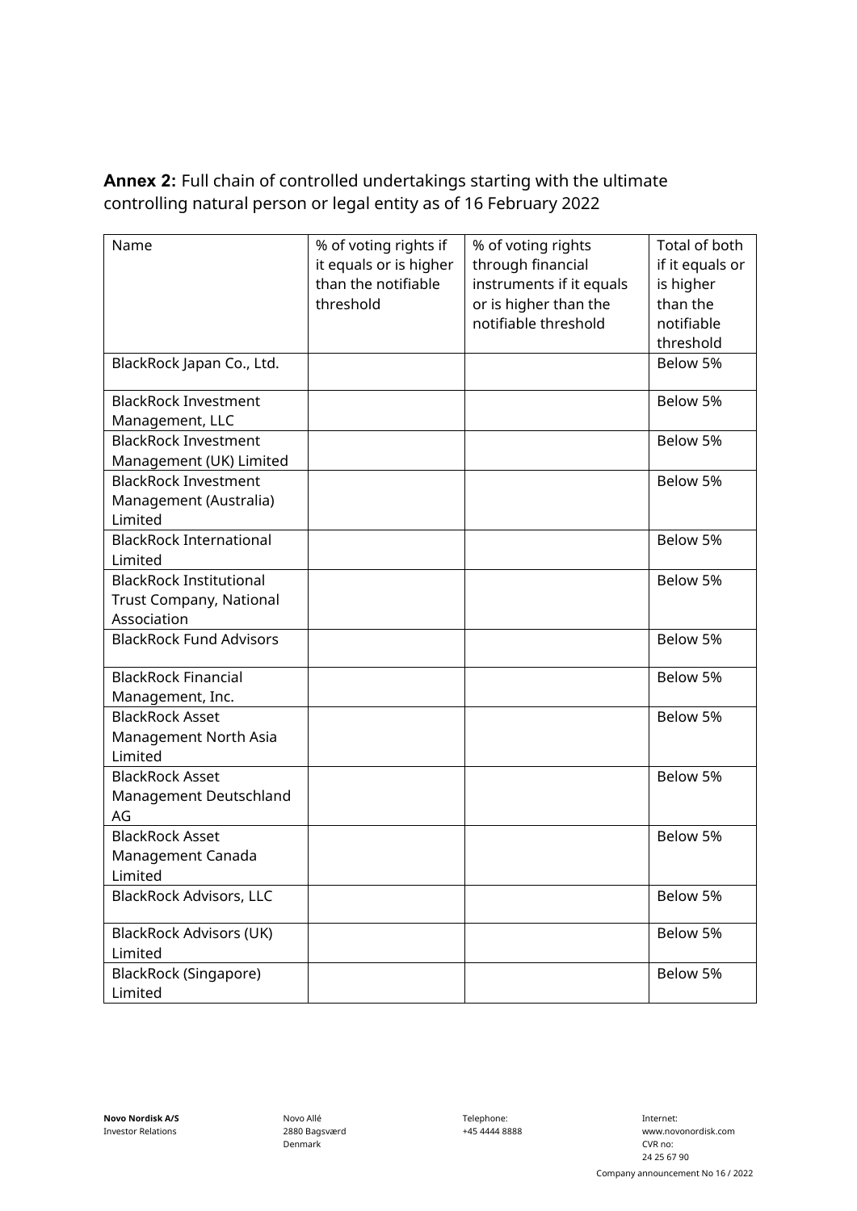**Annex 2:** Full chain of controlled undertakings starting with the ultimate controlling natural person or legal entity as of 16 February 2022

| Name | % of voting rights if it equals or is higher than the notifiable threshold | % of voting rights through financial instruments if it equals or is higher than the notifiable threshold | Total of both if it equals or is higher than the notifiable threshold |
|---|---|---|---|
| BlackRock Japan Co., Ltd. | | | Below 5% |
| BlackRock Investment Management, LLC | | | Below 5% |
| BlackRock Investment Management (UK) Limited | | | Below 5% |
| BlackRock Investment Management (Australia) Limited | | | Below 5% |
| BlackRock International Limited | | | Below 5% |
| BlackRock Institutional Trust Company, National Association | | | Below 5% |
| BlackRock Fund Advisors | | | Below 5% |
| BlackRock Financial Management, Inc. | | | Below 5% |
| BlackRock Asset Management North Asia Limited | | | Below 5% |
| BlackRock Asset Management Deutschland AG | | | Below 5% |
| BlackRock Asset Management Canada Limited | | | Below 5% |
| BlackRock Advisors, LLC | | | Below 5% |
| BlackRock Advisors (UK) Limited | | | Below 5% |
| BlackRock (Singapore) Limited | | | Below 5% |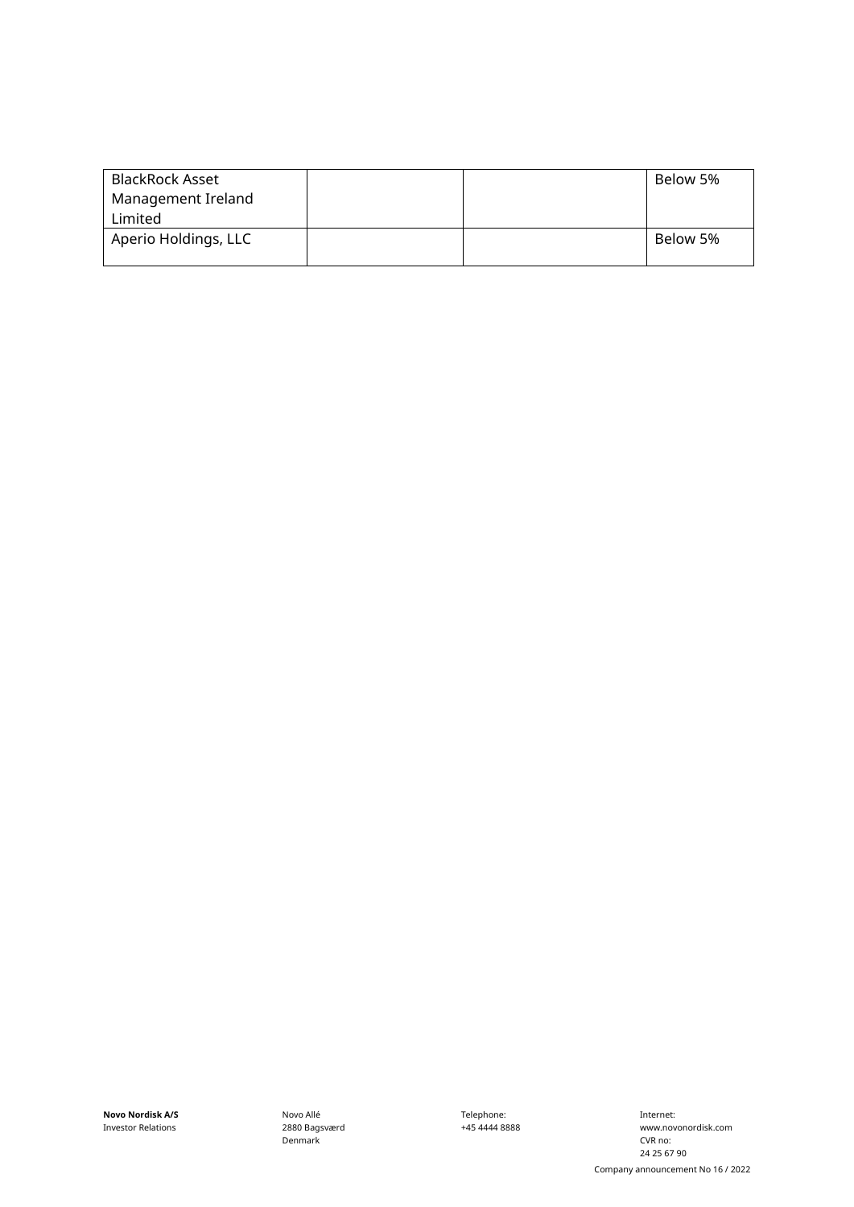| | | | |
|---|---|---|---|
| BlackRock Asset Management Ireland Limited | | | Below 5% |
| Aperio Holdings, LLC | | | Below 5% |